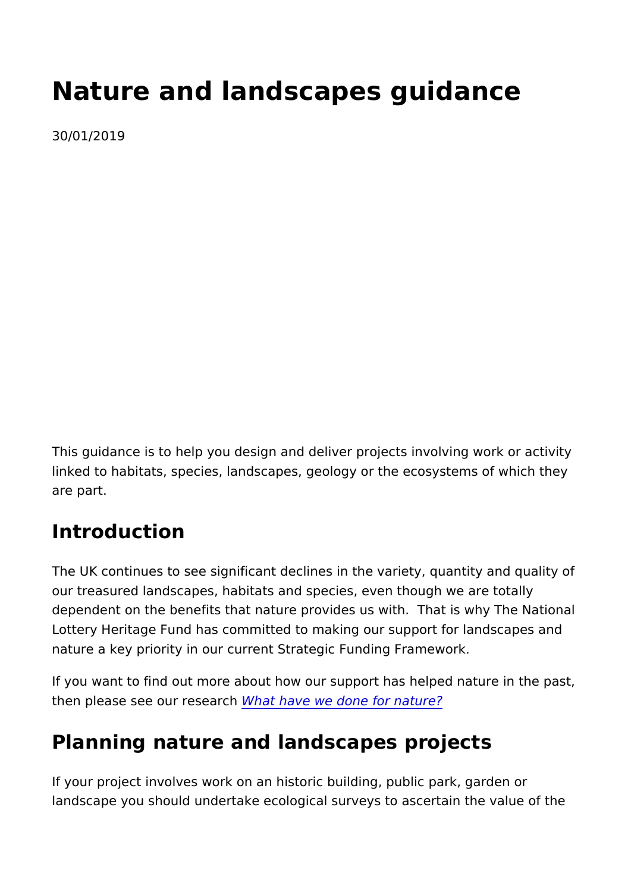# Nature and landscapes guidance

30/01/2019

This guidance is to help you design and deliver projects involving work or activity linked to habitats, species, landscapes, geology or the ecosystems of which they are part.

## Introduction

The UK continues to see significant declines in the variety, quantity and quality of our treasured landscapes, habitats and species, even though we are totally dependent on the benefits that nature provides us with. That is why The National Lottery Heritage Fund has committed to making our support for landscapes and nature a key priority in our current Strategic Funding Framework.

If you want to find out more about how our support has helped nature in the past, then please see our research *What have we done for nature?*

## Planning nature and landscapes projects

If your project involves work on an historic building, public park, garden or landscape you should undertake ecological surveys to ascertain the value of the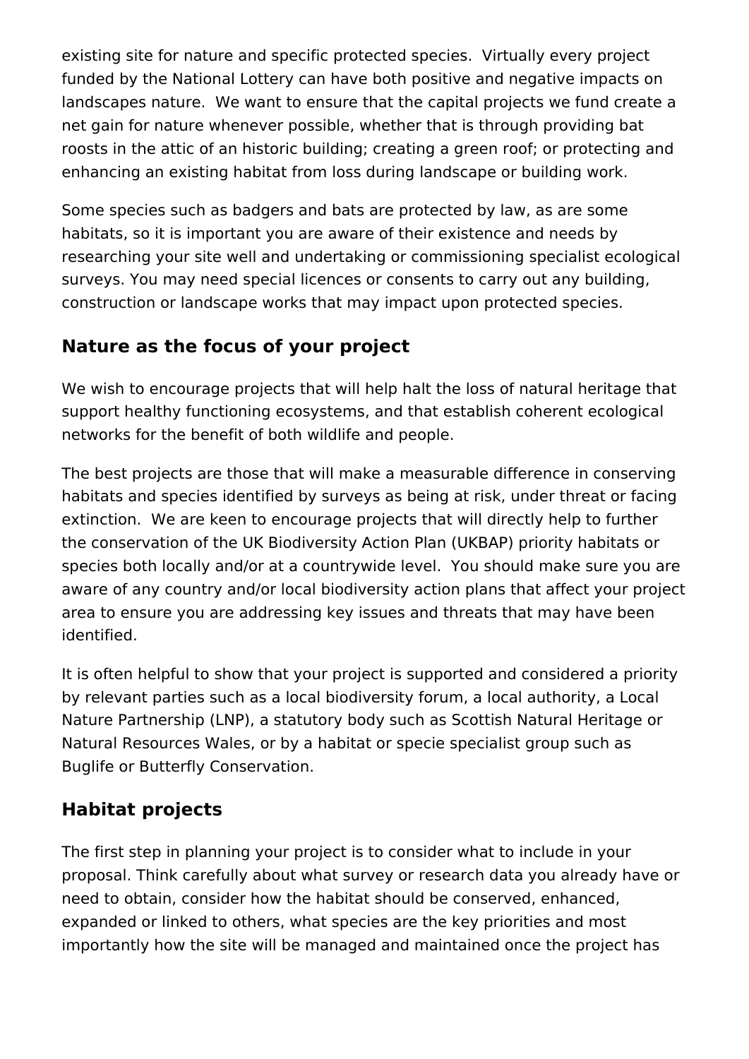existing site for nature and specific protected species.  Virtually every project funded by the National Lottery can have both positive and negative impacts on landscapes nature.  We want to ensure that the capital projects we fund create a net gain for nature whenever possible, whether that is through providing bat roosts in the attic of an historic building; creating a green roof; or protecting and enhancing an existing habitat from loss during landscape or building work.

Some species such as badgers and bats are protected by law, as are some habitats, so it is important you are aware of their existence and needs by researching your site well and undertaking or commissioning specialist ecological surveys. You may need special licences or consents to carry out any building, construction or landscape works that may impact upon protected species.

## Nature as the focus of your project

We wish to encourage projects that will help halt the loss of natural heritage that support healthy functioning ecosystems, and that establish coherent ecological networks for the benefit of both wildlife and people.

The best projects are those that will make a measurable difference in conserving habitats and species identified by surveys as being at risk, under threat or facing extinction.  We are keen to encourage projects that will directly help to further the conservation of the UK Biodiversity Action Plan (UKBAP) priority habitats or species both locally and/or at a countrywide level.  You should make sure you are aware of any country and/or local biodiversity action plans that affect your project area to ensure you are addressing key issues and threats that may have been identified.

It is often helpful to show that your project is supported and considered a priority by relevant parties such as a local biodiversity forum, a local authority, a Local Nature Partnership (LNP), a statutory body such as Scottish Natural Heritage or Natural Resources Wales, or by a habitat or specie specialist group such as Buglife or Butterfly Conservation.

## Habitat projects

The first step in planning your project is to consider what to include in your proposal. Think carefully about what survey or research data you already have or need to obtain, consider how the habitat should be conserved, enhanced, expanded or linked to others, what species are the key priorities and most importantly how the site will be managed and maintained once the project has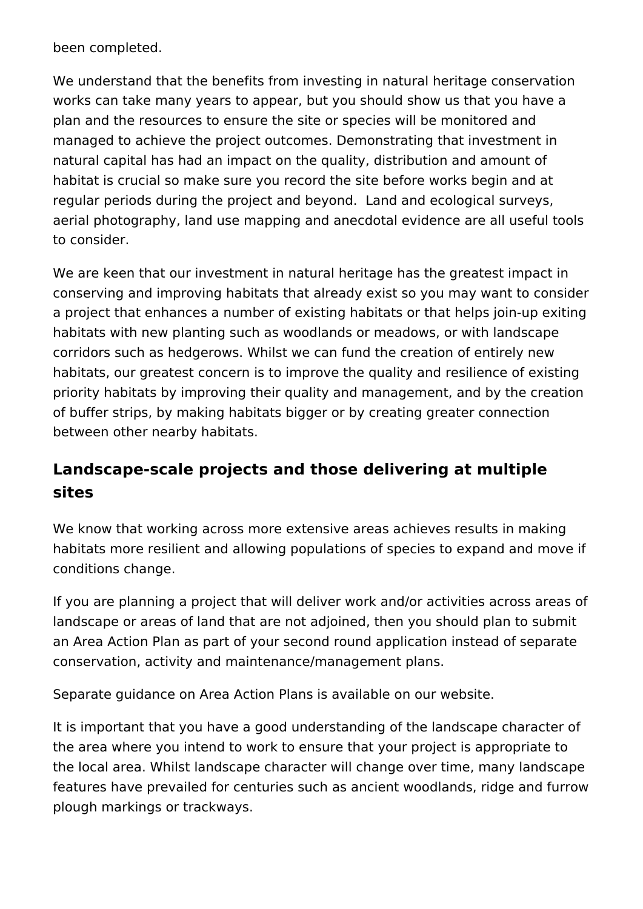been completed.

We understand that the benefits from investing in natural heritage conservation works can take many years to appear, but you should show us that you have a plan and the resources to ensure the site or species will be monitored and managed to achieve the project outcomes. Demonstrating that investment in natural capital has had an impact on the quality, distribution and amount of habitat is crucial so make sure you record the site before works begin and at regular periods during the project and beyond.  Land and ecological surveys, aerial photography, land use mapping and anecdotal evidence are all useful tools to consider.

We are keen that our investment in natural heritage has the greatest impact in conserving and improving habitats that already exist so you may want to consider a project that enhances a number of existing habitats or that helps join-up exiting habitats with new planting such as woodlands or meadows, or with landscape corridors such as hedgerows. Whilst we can fund the creation of entirely new habitats, our greatest concern is to improve the quality and resilience of existing priority habitats by improving their quality and management, and by the creation of buffer strips, by making habitats bigger or by creating greater connection between other nearby habitats.

## Landscape-scale projects and those delivering at multiple sites

We know that working across more extensive areas achieves results in making habitats more resilient and allowing populations of species to expand and move if conditions change.

If you are planning a project that will deliver work and/or activities across areas of landscape or areas of land that are not adjoined, then you should plan to submit an Area Action Plan as part of your second round application instead of separate conservation, activity and maintenance/management plans.

Separate guidance on Area Action Plans is available on our website.

It is important that you have a good understanding of the landscape character of the area where you intend to work to ensure that your project is appropriate to the local area. Whilst landscape character will change over time, many landscape features have prevailed for centuries such as ancient woodlands, ridge and furrow plough markings or trackways.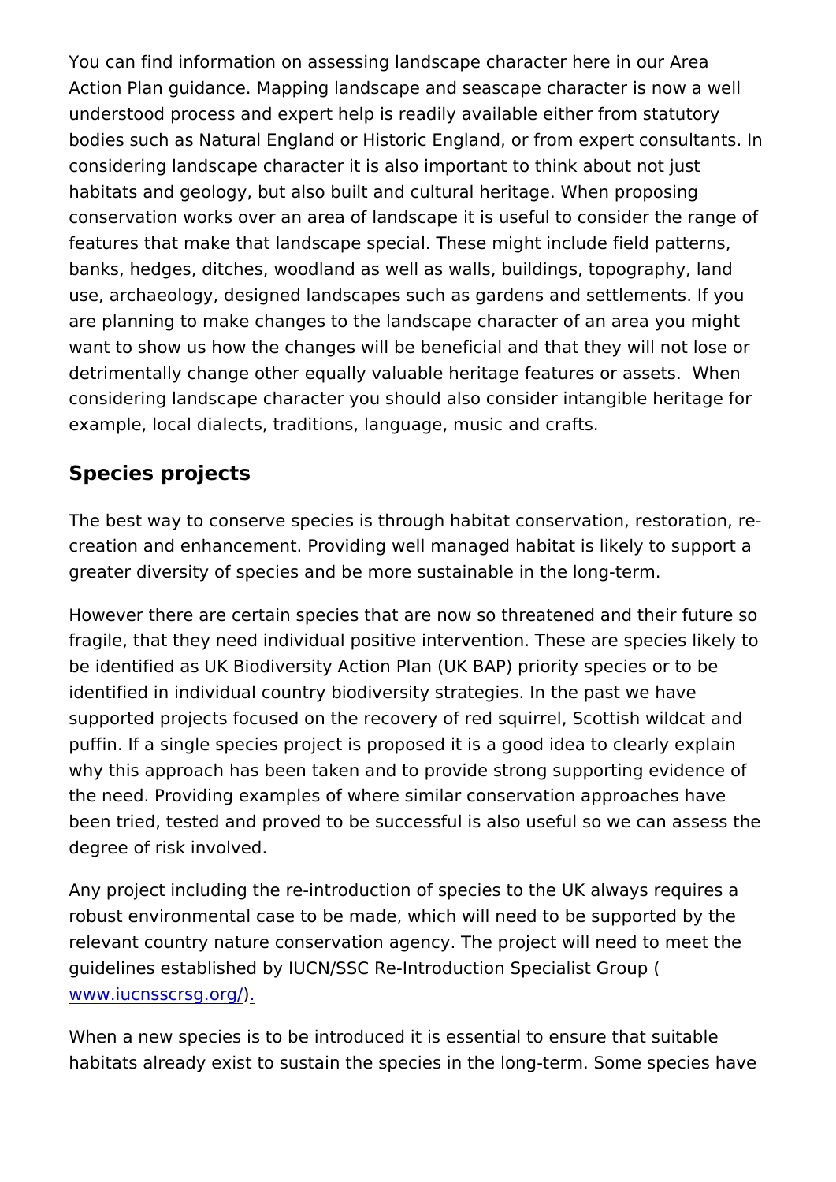You can find information on assessing landscape character here in our Area Action Plan guidance. Mapping landscape and seascape character is now a well understood process and expert help is readily available either from statutory bodies such as Natural England or Historic England, or from expert consultants. In considering landscape character it is also important to think about not just habitats and geology, but also built and cultural heritage. When proposing conservation works over an area of landscape it is useful to consider the range of features that make that landscape special. These might include field patterns, banks, hedges, ditches, woodland as well as walls, buildings, topography, land use, archaeology, designed landscapes such as gardens and settlements. If you are planning to make changes to the landscape character of an area you might want to show us how the changes will be beneficial and that they will not lose or detrimentally change other equally valuable heritage features or assets. When considering landscape character you should also consider intangible heritage for example, local dialects, traditions, language, music and crafts.

## Species projects

The best way to conserve species is through habitat conservation, restoration, re-creation and enhancement. Providing well managed habitat is likely to support a greater diversity of species and be more sustainable in the long-term.

However there are certain species that are now so threatened and their future so fragile, that they need individual positive intervention. These are species likely to be identified as UK Biodiversity Action Plan (UK BAP) priority species or to be identified in individual country biodiversity strategies. In the past we have supported projects focused on the recovery of red squirrel, Scottish wildcat and puffin. If a single species project is proposed it is a good idea to clearly explain why this approach has been taken and to provide strong supporting evidence of the need. Providing examples of where similar conservation approaches have been tried, tested and proved to be successful is also useful so we can assess the degree of risk involved.

Any project including the re-introduction of species to the UK always requires a robust environmental case to be made, which will need to be supported by the relevant country nature conservation agency. The project will need to meet the guidelines established by IUCN/SSC Re-Introduction Specialist Group ( www.iucnsscrsg.org/).

When a new species is to be introduced it is essential to ensure that suitable habitats already exist to sustain the species in the long-term. Some species have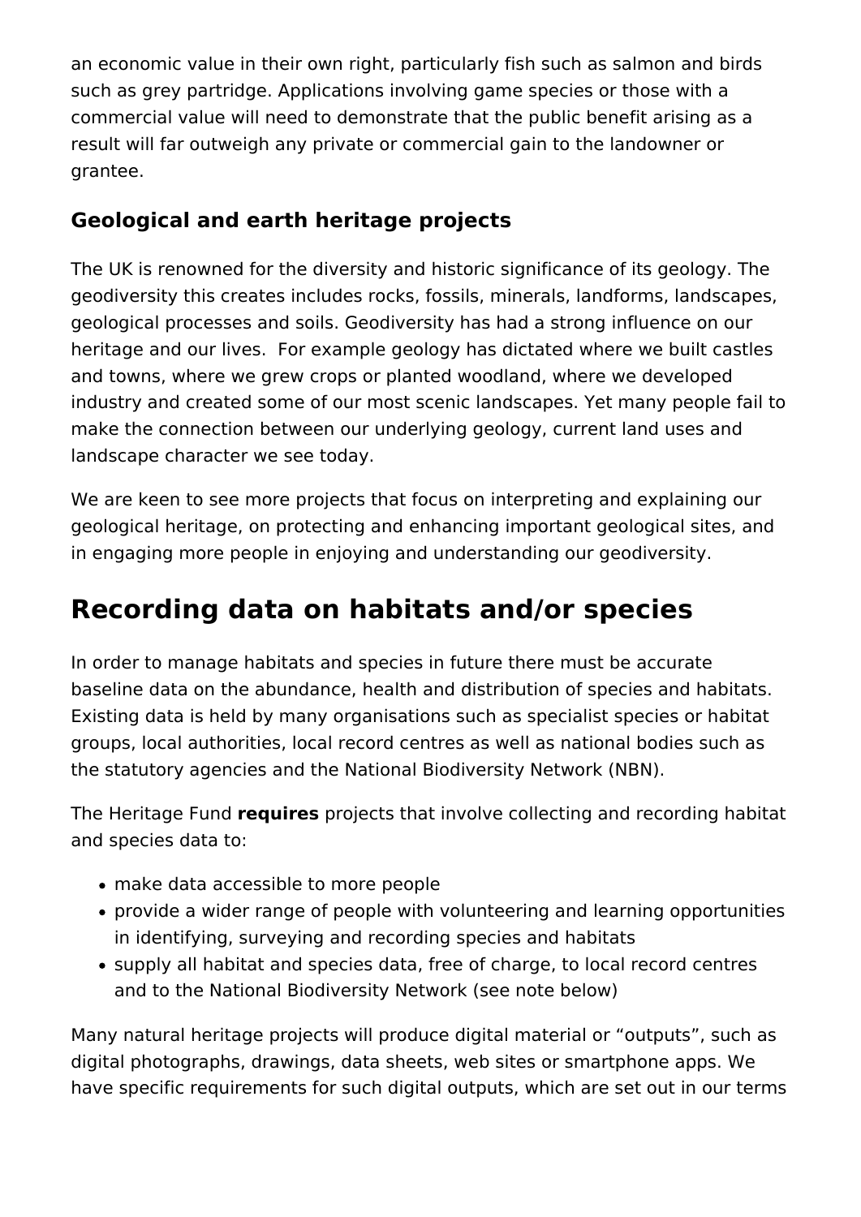an economic value in their own right, particularly fish such as salmon and birds such as grey partridge. Applications involving game species or those with a commercial value will need to demonstrate that the public benefit arising as a result will far outweigh any private or commercial gain to the landowner or grantee.

### Geological and earth heritage projects

The UK is renowned for the diversity and historic significance of its geology. The geodiversity this creates includes rocks, fossils, minerals, landforms, landscapes, geological processes and soils. Geodiversity has had a strong influence on our heritage and our lives. For example geology has dictated where we built castles and towns, where we grew crops or planted woodland, where we developed industry and created some of our most scenic landscapes. Yet many people fail to make the connection between our underlying geology, current land uses and landscape character we see today.

We are keen to see more projects that focus on interpreting and explaining our geological heritage, on protecting and enhancing important geological sites, and in engaging more people in enjoying and understanding our geodiversity.

## Recording data on habitats and/or species

In order to manage habitats and species in future there must be accurate baseline data on the abundance, health and distribution of species and habitats. Existing data is held by many organisations such as specialist species or habitat groups, local authorities, local record centres as well as national bodies such as the statutory agencies and the National Biodiversity Network (NBN).

The Heritage Fund **requires** projects that involve collecting and recording habitat and species data to:

- make data accessible to more people
- provide a wider range of people with volunteering and learning opportunities in identifying, surveying and recording species and habitats
- supply all habitat and species data, free of charge, to local record centres and to the National Biodiversity Network (see note below)

Many natural heritage projects will produce digital material or "outputs", such as digital photographs, drawings, data sheets, web sites or smartphone apps. We have specific requirements for such digital outputs, which are set out in our terms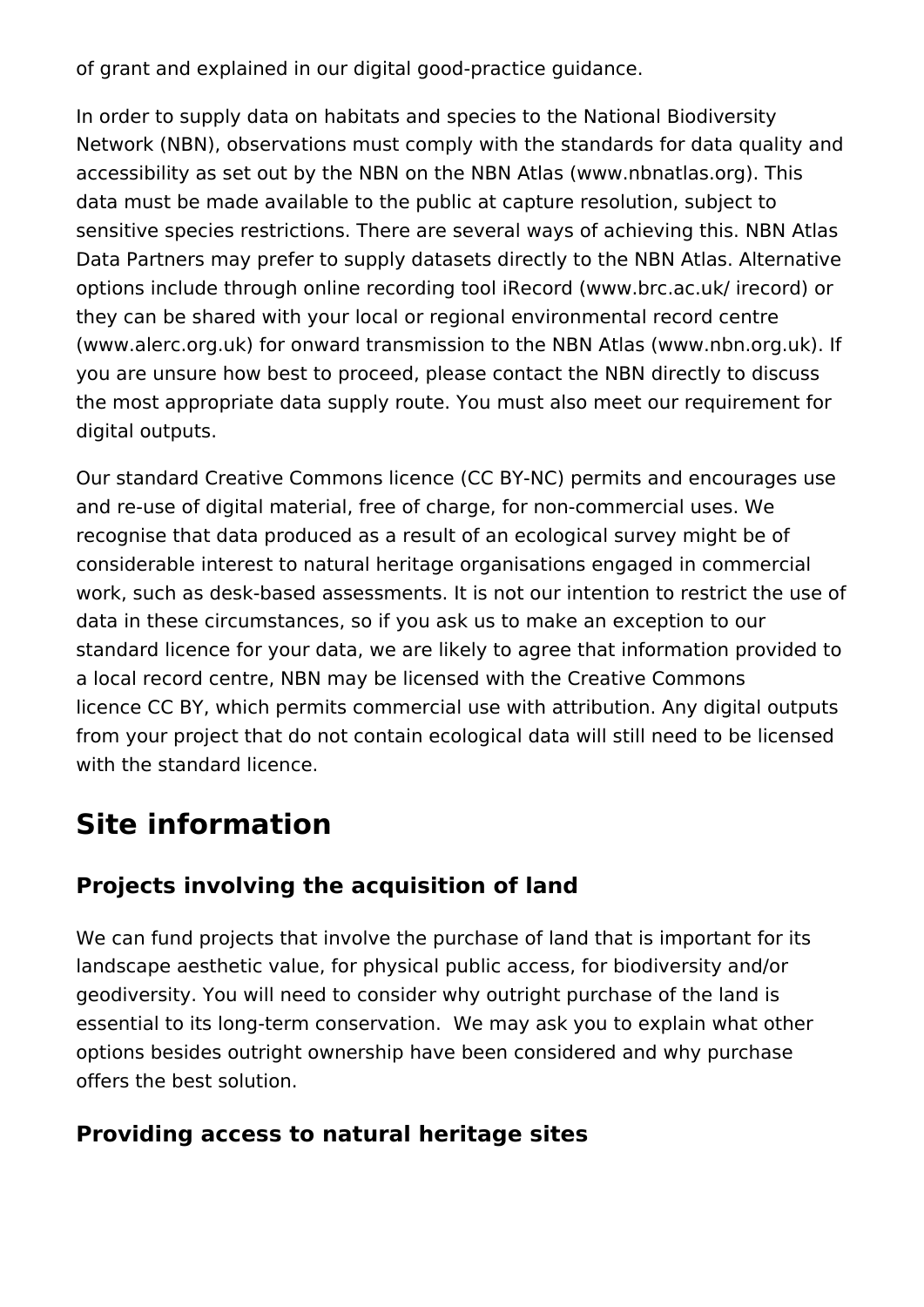of grant and explained in our digital good-practice guidance.

In order to supply data on habitats and species to the National Biodiversity Network (NBN), observations must comply with the standards for data quality and accessibility as set out by the NBN on the NBN Atlas (www.nbnatlas.org). This data must be made available to the public at capture resolution, subject to sensitive species restrictions. There are several ways of achieving this. NBN Atlas Data Partners may prefer to supply datasets directly to the NBN Atlas. Alternative options include through online recording tool iRecord (www.brc.ac.uk/ irecord) or they can be shared with your local or regional environmental record centre (www.alerc.org.uk) for onward transmission to the NBN Atlas (www.nbn.org.uk). If you are unsure how best to proceed, please contact the NBN directly to discuss the most appropriate data supply route. You must also meet our requirement for digital outputs.

Our standard Creative Commons licence (CC BY-NC) permits and encourages use and re-use of digital material, free of charge, for non-commercial uses. We recognise that data produced as a result of an ecological survey might be of considerable interest to natural heritage organisations engaged in commercial work, such as desk-based assessments. It is not our intention to restrict the use of data in these circumstances, so if you ask us to make an exception to our standard licence for your data, we are likely to agree that information provided to a local record centre, NBN may be licensed with the Creative Commons licence CC BY, which permits commercial use with attribution. Any digital outputs from your project that do not contain ecological data will still need to be licensed with the standard licence.

# Site information

## Projects involving the acquisition of land

We can fund projects that involve the purchase of land that is important for its landscape aesthetic value, for physical public access, for biodiversity and/or geodiversity. You will need to consider why outright purchase of the land is essential to its long-term conservation. We may ask you to explain what other options besides outright ownership have been considered and why purchase offers the best solution.

## Providing access to natural heritage sites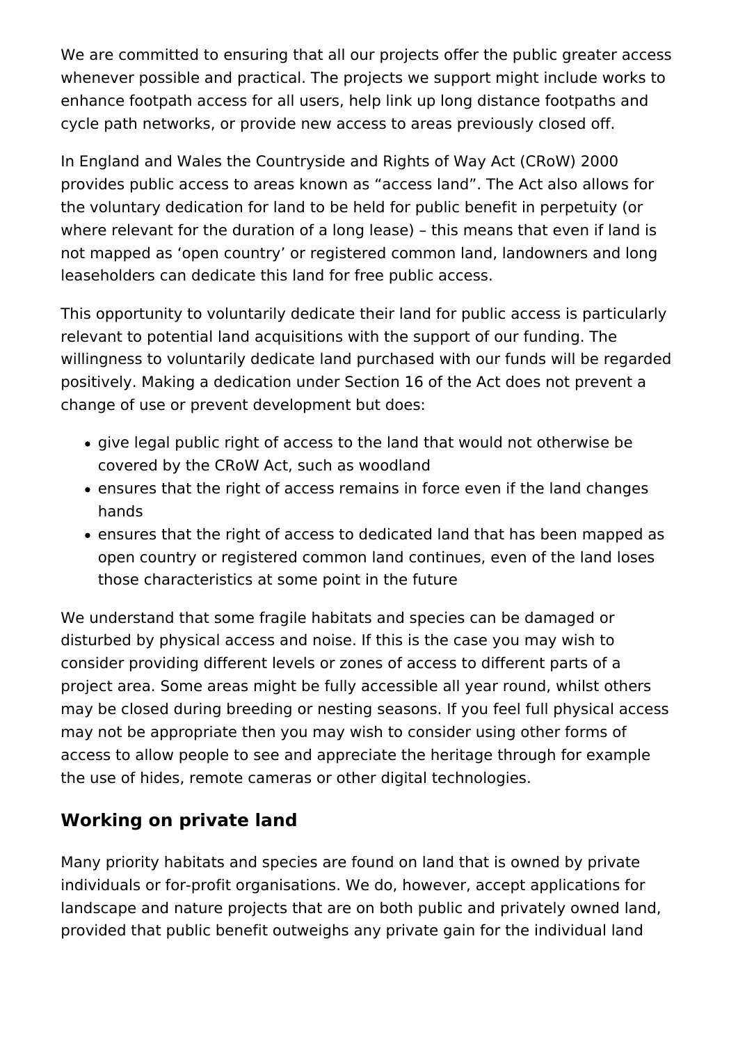We are committed to ensuring that all our projects offer the public greater access whenever possible and practical. The projects we support might include works to enhance footpath access for all users, help link up long distance footpaths and cycle path networks, or provide new access to areas previously closed off.

In England and Wales the Countryside and Rights of Way Act (CRoW) 2000 provides public access to areas known as “access land”. The Act also allows for the voluntary dedication for land to be held for public benefit in perpetuity (or where relevant for the duration of a long lease) – this means that even if land is not mapped as ‘open country’ or registered common land, landowners and long leaseholders can dedicate this land for free public access.

This opportunity to voluntarily dedicate their land for public access is particularly relevant to potential land acquisitions with the support of our funding. The willingness to voluntarily dedicate land purchased with our funds will be regarded positively. Making a dedication under Section 16 of the Act does not prevent a change of use or prevent development but does:

- give legal public right of access to the land that would not otherwise be covered by the CRoW Act, such as woodland
- ensures that the right of access remains in force even if the land changes hands
- ensures that the right of access to dedicated land that has been mapped as open country or registered common land continues, even of the land loses those characteristics at some point in the future

We understand that some fragile habitats and species can be damaged or disturbed by physical access and noise. If this is the case you may wish to consider providing different levels or zones of access to different parts of a project area. Some areas might be fully accessible all year round, whilst others may be closed during breeding or nesting seasons. If you feel full physical access may not be appropriate then you may wish to consider using other forms of access to allow people to see and appreciate the heritage through for example the use of hides, remote cameras or other digital technologies.

## Working on private land

Many priority habitats and species are found on land that is owned by private individuals or for-profit organisations. We do, however, accept applications for landscape and nature projects that are on both public and privately owned land, provided that public benefit outweighs any private gain for the individual land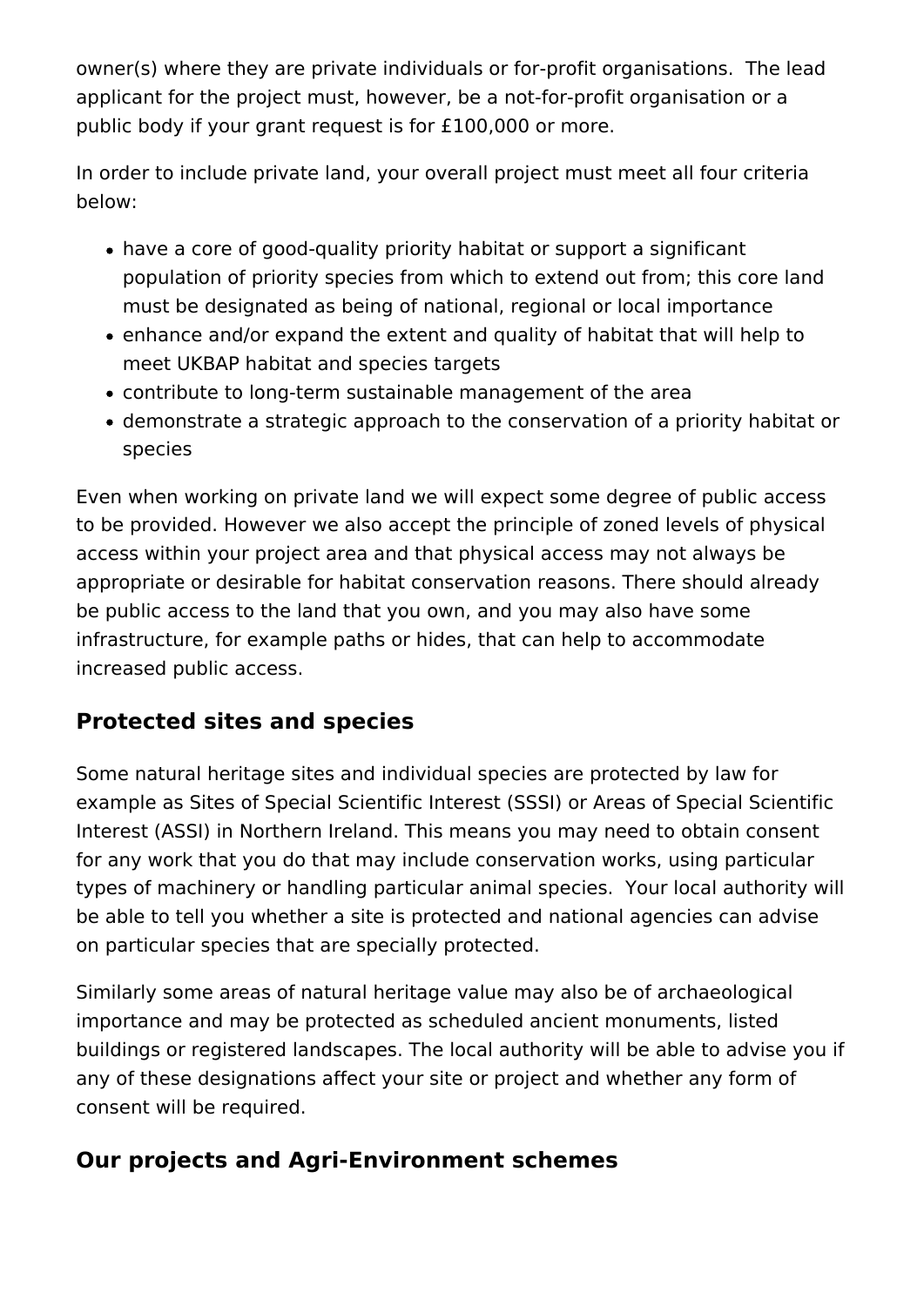owner(s) where they are private individuals or for-profit organisations.  The lead applicant for the project must, however, be a not-for-profit organisation or a public body if your grant request is for £100,000 or more.

In order to include private land, your overall project must meet all four criteria below:

- have a core of good-quality priority habitat or support a significant population of priority species from which to extend out from; this core land must be designated as being of national, regional or local importance
- enhance and/or expand the extent and quality of habitat that will help to meet UKBAP habitat and species targets
- contribute to long-term sustainable management of the area
- demonstrate a strategic approach to the conservation of a priority habitat or species

Even when working on private land we will expect some degree of public access to be provided. However we also accept the principle of zoned levels of physical access within your project area and that physical access may not always be appropriate or desirable for habitat conservation reasons. There should already be public access to the land that you own, and you may also have some infrastructure, for example paths or hides, that can help to accommodate increased public access.

## Protected sites and species

Some natural heritage sites and individual species are protected by law for example as Sites of Special Scientific Interest (SSSI) or Areas of Special Scientific Interest (ASSI) in Northern Ireland. This means you may need to obtain consent for any work that you do that may include conservation works, using particular types of machinery or handling particular animal species.  Your local authority will be able to tell you whether a site is protected and national agencies can advise on particular species that are specially protected.

Similarly some areas of natural heritage value may also be of archaeological importance and may be protected as scheduled ancient monuments, listed buildings or registered landscapes. The local authority will be able to advise you if any of these designations affect your site or project and whether any form of consent will be required.

## Our projects and Agri-Environment schemes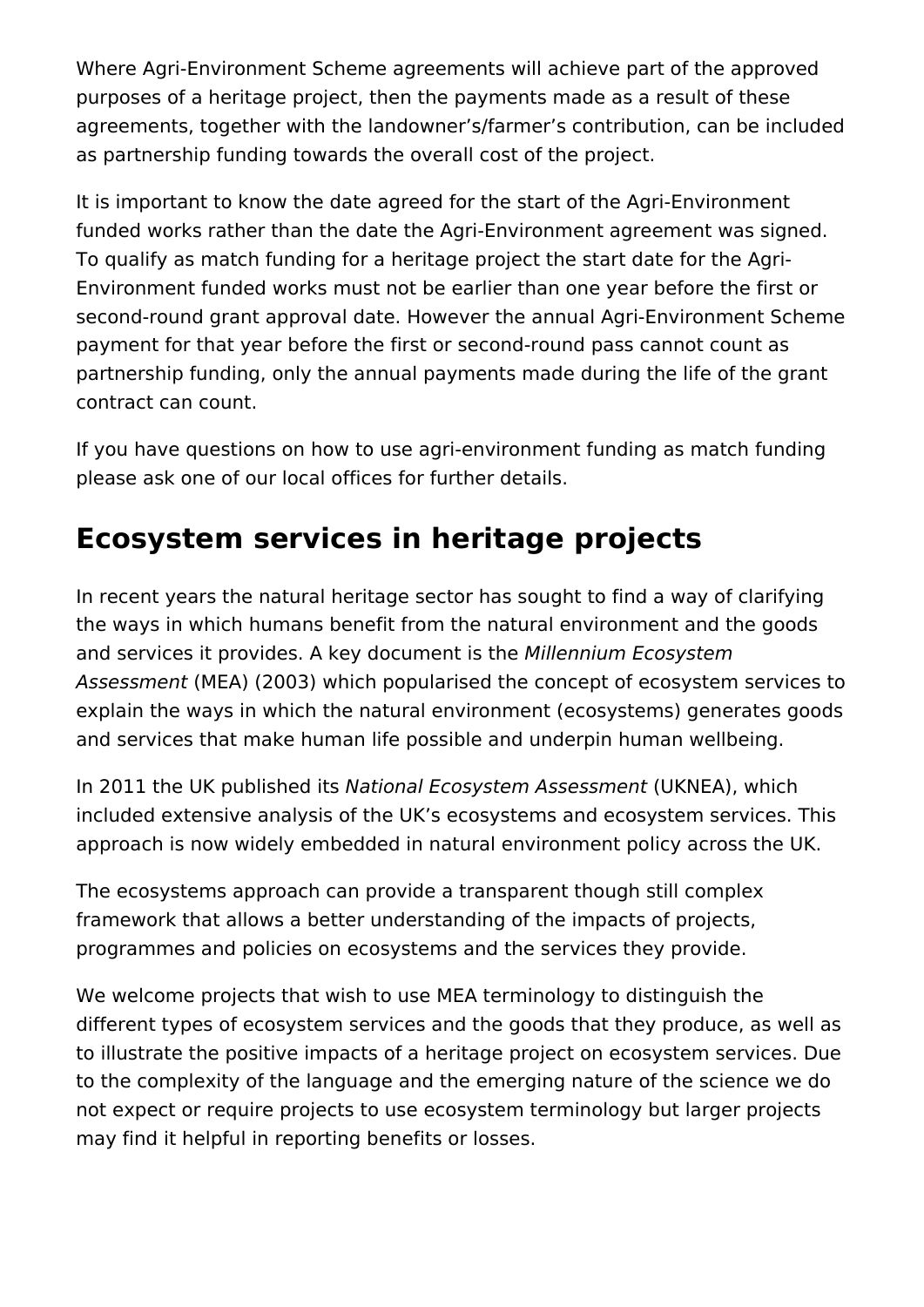Where Agri-Environment Scheme agreements will achieve part of the approved purposes of a heritage project, then the payments made as a result of these agreements, together with the landowner's/farmer's contribution, can be included as partnership funding towards the overall cost of the project.

It is important to know the date agreed for the start of the Agri-Environment funded works rather than the date the Agri-Environment agreement was signed. To qualify as match funding for a heritage project the start date for the Agri-Environment funded works must not be earlier than one year before the first or second-round grant approval date. However the annual Agri-Environment Scheme payment for that year before the first or second-round pass cannot count as partnership funding, only the annual payments made during the life of the grant contract can count.

If you have questions on how to use agri-environment funding as match funding please ask one of our local offices for further details.

## Ecosystem services in heritage projects

In recent years the natural heritage sector has sought to find a way of clarifying the ways in which humans benefit from the natural environment and the goods and services it provides. A key document is the *Millennium Ecosystem Assessment* (MEA) (2003) which popularised the concept of ecosystem services to explain the ways in which the natural environment (ecosystems) generates goods and services that make human life possible and underpin human wellbeing.

In 2011 the UK published its *National Ecosystem Assessment* (UKNEA), which included extensive analysis of the UK's ecosystems and ecosystem services. This approach is now widely embedded in natural environment policy across the UK.

The ecosystems approach can provide a transparent though still complex framework that allows a better understanding of the impacts of projects, programmes and policies on ecosystems and the services they provide.

We welcome projects that wish to use MEA terminology to distinguish the different types of ecosystem services and the goods that they produce, as well as to illustrate the positive impacts of a heritage project on ecosystem services. Due to the complexity of the language and the emerging nature of the science we do not expect or require projects to use ecosystem terminology but larger projects may find it helpful in reporting benefits or losses.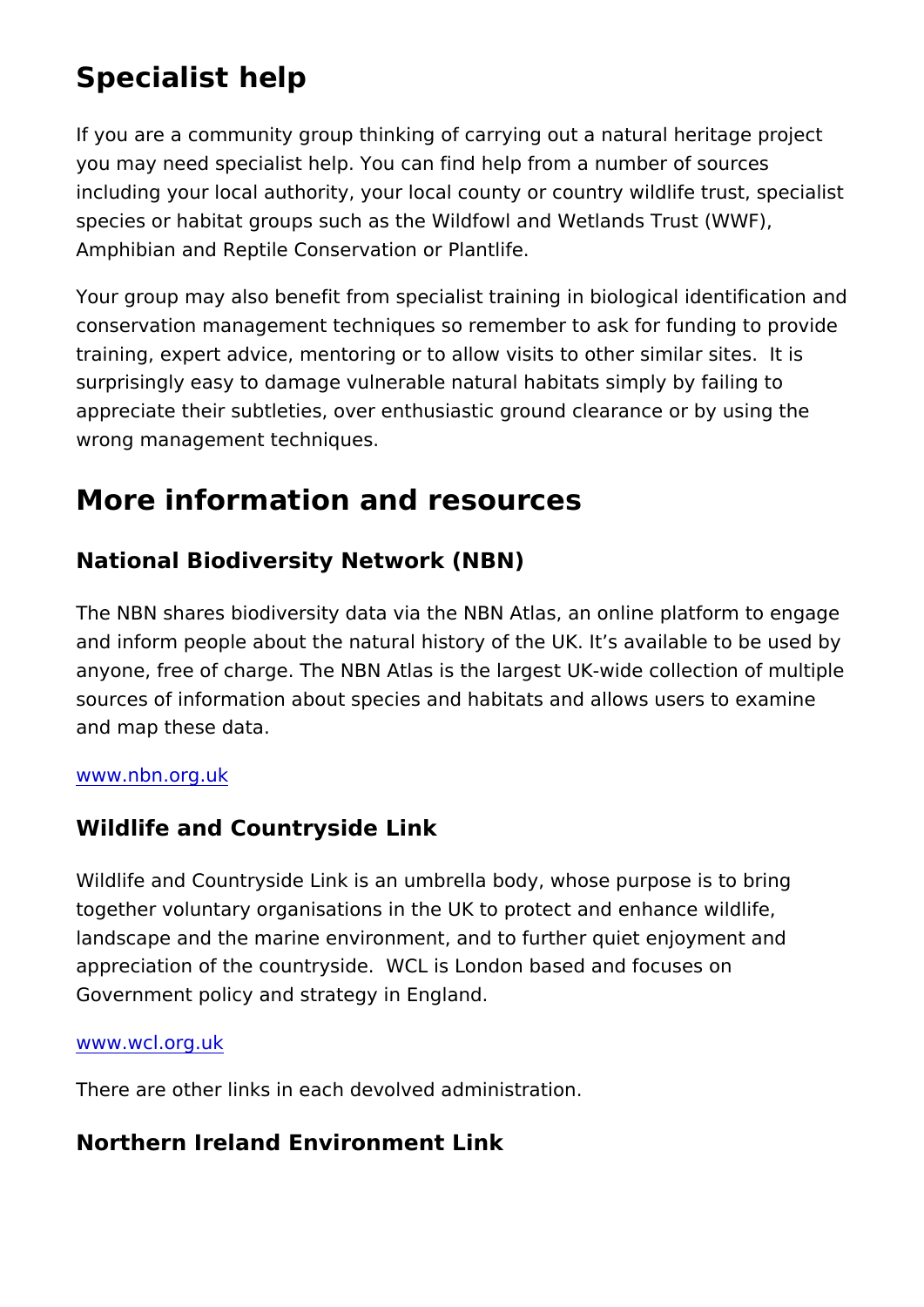## Specialist help

If you are a community group thinking of carrying out a natural heritage project you may need specialist help. You can find help from a number of sources including your local authority, your local county or country wildlife trust, specialist species or habitat groups such as the Wildfowl and Wetlands Trust (WWF), Amphibian and Reptile Conservation or Plantlife.

Your group may also benefit from specialist training in biological identification and conservation management techniques so remember to ask for funding to provide training, expert advice, mentoring or to allow visits to other similar sites. It is surprisingly easy to damage vulnerable natural habitats simply by failing to appreciate their subtleties, over enthusiastic ground clearance or by using the wrong management techniques.

## More information and resources

### National Biodiversity Network (NBN)

The NBN shares biodiversity data via the NBN Atlas, an online platform to engage and inform people about the natural history of the UK. It's available to be used by anyone, free of charge. The NBN Atlas is the largest UK-wide collection of multiple sources of information about species and habitats and allows users to examine and map these data.

[www.nbn.org.uk](http://www.nbn.org.uk)

### Wildlife and Countryside Link

Wildlife and Countryside Link is an umbrella body, whose purpose is to bring together voluntary organisations in the UK to protect and enhance wildlife, landscape and the marine environment, and to further quiet enjoyment and appreciation of the countryside. WCL is London based and focuses on Government policy and strategy in England.

[www.wcl.org.uk](http://www.wcl.org.uk)

There are other links in each devolved administration.

### Northern Ireland Environment Link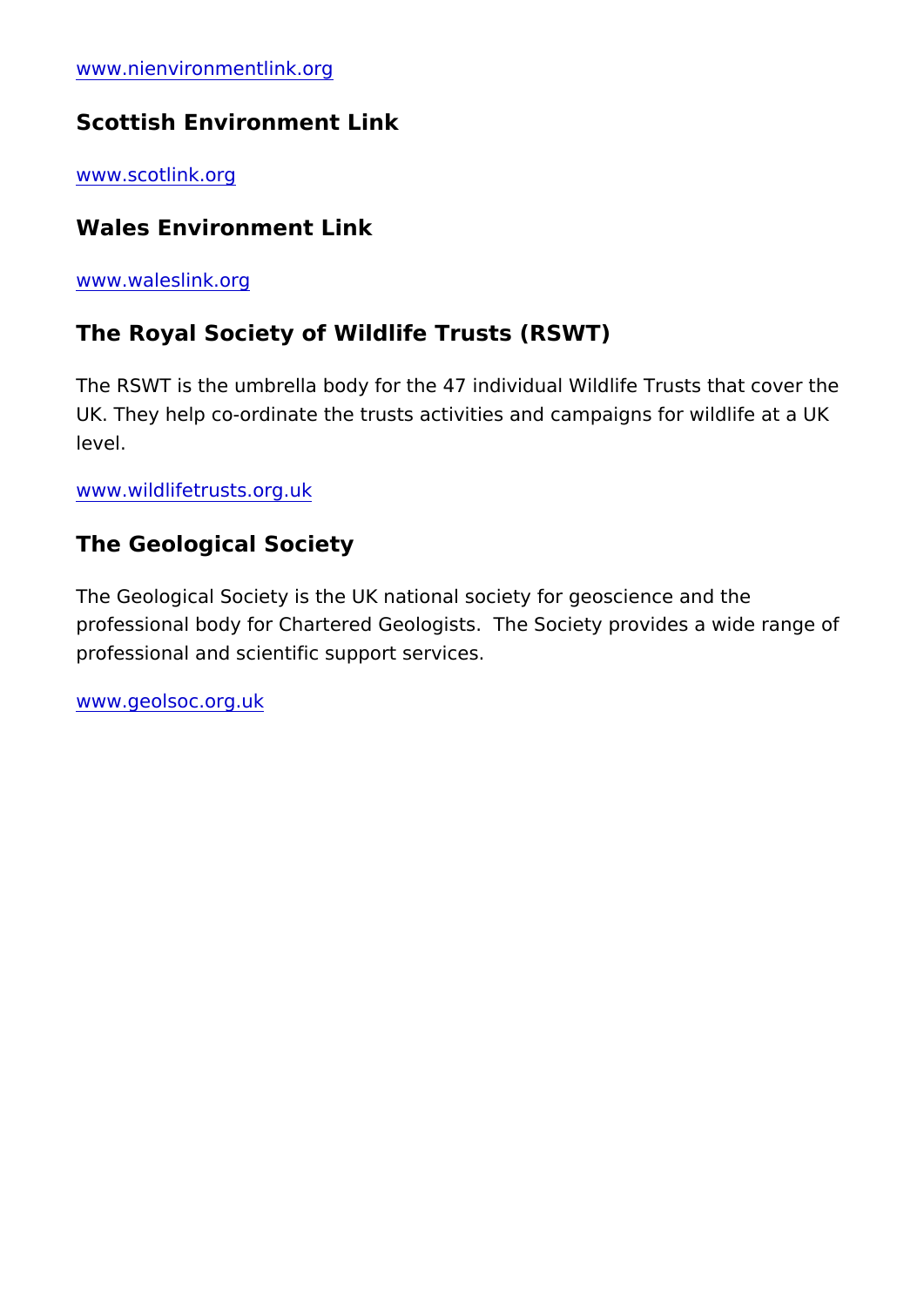www.nienvironmentlink.org

## Scottish Environment Link

www.scotlink.org

## Wales Environment Link

www.waleslink.org

## The Royal Society of Wildlife Trusts (RSWT)

The RSWT is the umbrella body for the 47 individual Wildlife Trusts that cover the UK. They help co-ordinate the trusts activities and campaigns for wildlife at a UK level.

www.wildlifetrusts.org.uk

## The Geological Society

The Geological Society is the UK national society for geoscience and the professional body for Chartered Geologists. The Society provides a wide range of professional and scientific support services.

www.geolsoc.org.uk